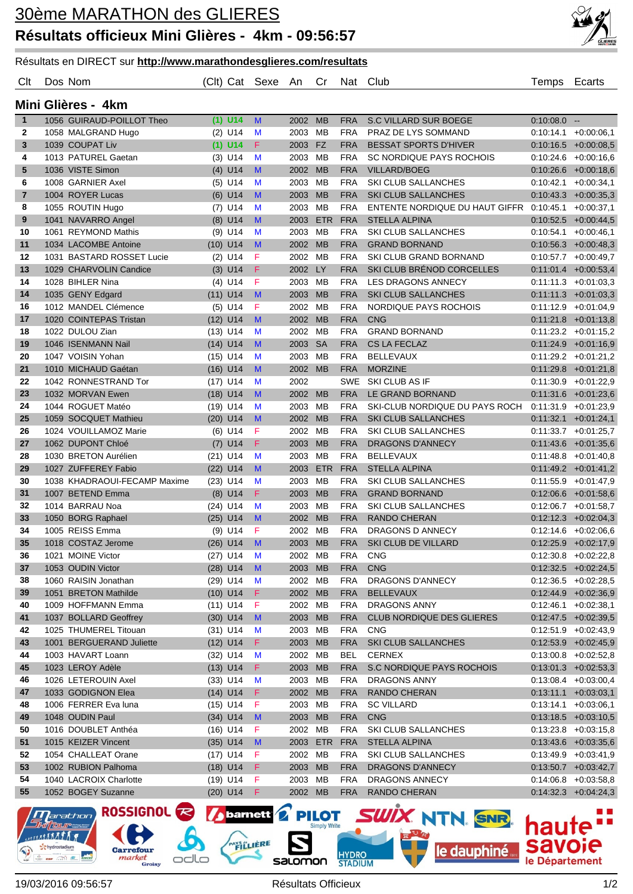# 30ème MARATHON des GLIERES

## Résultats officieux Mini Glières - 4km - 09:56:57

Résultats en DIRECT sur **http://www.marathondesglieres.com/resultats**

### Mini Glières - 4km

| Clt | Dos | Nom | (Clt) | Cat | Sexe | An | Cr | Nat | Club | Temps | Ecarts |
|---|---|---|---|---|---|---|---|---|---|---|---|
| 1 | 1056 | GUIRAUD-POILLOT Theo | (1) | U14 | M | 2002 | MB | FRA | S.C VILLARD SUR BOEGE | 0:10:08.0 | -- |
| 2 | 1058 | MALGRAND Hugo | (2) | U14 | M | 2003 | MB | FRA | PRAZ DE LYS SOMMAND | 0:10:14.1 | +0:00:06,1 |
| 3 | 1039 | COUPAT Liv | (1) | U14 | F | 2003 | FZ | FRA | BESSAT SPORTS D'HIVER | 0:10:16.5 | +0:00:08,5 |
| 4 | 1013 | PATUREL Gaetan | (3) | U14 | M | 2003 | MB | FRA | SC NORDIQUE PAYS ROCHOIS | 0:10:24.6 | +0:00:16,6 |
| 5 | 1036 | VISTE Simon | (4) | U14 | M | 2002 | MB | FRA | VILLARD/BOEG | 0:10:26.6 | +0:00:18,6 |
| 6 | 1008 | GARNIER Axel | (5) | U14 | M | 2003 | MB | FRA | SKI CLUB SALLANCHES | 0:10:42.1 | +0:00:34,1 |
| 7 | 1004 | ROYER Lucas | (6) | U14 | M | 2003 | MB | FRA | SKI CLUB SALLANCHES | 0:10:43.3 | +0:00:35,3 |
| 8 | 1055 | ROUTIN Hugo | (7) | U14 | M | 2003 | MB | FRA | ENTENTE NORDIQUE DU HAUT GIFFR | 0:10:45.1 | +0:00:37,1 |
| 9 | 1041 | NAVARRO Angel | (8) | U14 | M | 2003 | ETR | FRA | STELLA ALPINA | 0:10:52.5 | +0:00:44,5 |
| 10 | 1061 | REYMOND Mathis | (9) | U14 | M | 2003 | MB | FRA | SKI CLUB SALLANCHES | 0:10:54.1 | +0:00:46,1 |
| 11 | 1034 | LACOMBE Antoine | (10) | U14 | M | 2002 | MB | FRA | GRAND BORNAND | 0:10:56.3 | +0:00:48,3 |
| 12 | 1031 | BASTARD ROSSET Lucie | (2) | U14 | F | 2002 | MB | FRA | SKI CLUB GRAND BORNAND | 0:10:57.7 | +0:00:49,7 |
| 13 | 1029 | CHARVOLIN Candice | (3) | U14 | F | 2002 | LY | FRA | SKI CLUB BRÉNOD CORCELLES | 0:11:01.4 | +0:00:53,4 |
| 14 | 1028 | BIHLER Nina | (4) | U14 | F | 2003 | MB | FRA | LES DRAGONS ANNECY | 0:11:11.3 | +0:01:03,3 |
| 14 | 1035 | GENY Edgard | (11) | U14 | M | 2003 | MB | FRA | SKI CLUB SALLANCHES | 0:11:11.3 | +0:01:03,3 |
| 16 | 1012 | MANDEL Clémence | (5) | U14 | F | 2002 | MB | FRA | NORDIQUE PAYS ROCHOIS | 0:11:12.9 | +0:01:04,9 |
| 17 | 1020 | COINTEPAS Tristan | (12) | U14 | M | 2002 | MB | FRA | CNG | 0:11:21.8 | +0:01:13,8 |
| 18 | 1022 | DULOU Zian | (13) | U14 | M | 2002 | MB | FRA | GRAND BORNAND | 0:11:23.2 | +0:01:15,2 |
| 19 | 1046 | ISENMANN Nail | (14) | U14 | M | 2003 | SA | FRA | CS LA FECLAZ | 0:11:24.9 | +0:01:16,9 |
| 20 | 1047 | VOISIN Yohan | (15) | U14 | M | 2003 | MB | FRA | BELLEVAUX | 0:11:29.2 | +0:01:21,2 |
| 21 | 1010 | MICHAUD Gaétan | (16) | U14 | M | 2002 | MB | FRA | MORZINE | 0:11:29.8 | +0:01:21,8 |
| 22 | 1042 | RONNESTRAND Tor | (17) | U14 | M | 2002 |  | SWE | SKI CLUB AS IF | 0:11:30.9 | +0:01:22,9 |
| 23 | 1032 | MORVAN Ewen | (18) | U14 | M | 2002 | MB | FRA | LE GRAND BORNAND | 0:11:31.6 | +0:01:23,6 |
| 24 | 1044 | ROGUET Matéo | (19) | U14 | M | 2003 | MB | FRA | SKI-CLUB NORDIQUE DU PAYS ROCH | 0:11:31.9 | +0:01:23,9 |
| 25 | 1059 | SOCQUET Mathieu | (20) | U14 | M | 2002 | MB | FRA | SKI CLUB SALLANCHES | 0:11:32.1 | +0:01:24,1 |
| 26 | 1024 | VOUILLAMOZ Marie | (6) | U14 | F | 2002 | MB | FRA | SKI CLUB SALLANCHES | 0:11:33.7 | +0:01:25,7 |
| 27 | 1062 | DUPONT Chloé | (7) | U14 | F | 2003 | MB | FRA | DRAGONS D'ANNECY | 0:11:43.6 | +0:01:35,6 |
| 28 | 1030 | BRETON Aurélien | (21) | U14 | M | 2003 | MB | FRA | BELLEVAUX | 0:11:48.8 | +0:01:40,8 |
| 29 | 1027 | ZUFFEREY Fabio | (22) | U14 | M | 2003 | ETR | FRA | STELLA ALPINA | 0:11:49.2 | +0:01:41,2 |
| 30 | 1038 | KHADRAOUI-FECAMP Maxime | (23) | U14 | M | 2003 | MB | FRA | SKI CLUB SALLANCHES | 0:11:55.9 | +0:01:47,9 |
| 31 | 1007 | BETEND Emma | (8) | U14 | F | 2003 | MB | FRA | GRAND BORNAND | 0:12:06.6 | +0:01:58,6 |
| 32 | 1014 | BARRAU Noa | (24) | U14 | M | 2003 | MB | FRA | SKI CLUB SALLANCHES | 0:12:06.7 | +0:01:58,7 |
| 33 | 1050 | BORG Raphael | (25) | U14 | M | 2002 | MB | FRA | RANDO CHERAN | 0:12:12.3 | +0:02:04,3 |
| 34 | 1005 | REISS Emma | (9) | U14 | F | 2002 | MB | FRA | DRAGONS D ANNECY | 0:12:14.6 | +0:02:06,6 |
| 35 | 1018 | COSTAZ Jerome | (26) | U14 | M | 2003 | MB | FRA | SKI CLUB DE VILLARD | 0:12:25.9 | +0:02:17,9 |
| 36 | 1021 | MOINE Victor | (27) | U14 | M | 2002 | MB | FRA | CNG | 0:12:30.8 | +0:02:22,8 |
| 37 | 1053 | OUDIN Victor | (28) | U14 | M | 2003 | MB | FRA | CNG | 0:12:32.5 | +0:02:24,5 |
| 38 | 1060 | RAISIN Jonathan | (29) | U14 | M | 2002 | MB | FRA | DRAGONS D'ANNECY | 0:12:36.5 | +0:02:28,5 |
| 39 | 1051 | BRETON Mathilde | (10) | U14 | F | 2002 | MB | FRA | BELLEVAUX | 0:12:44.9 | +0:02:36,9 |
| 40 | 1009 | HOFFMANN Emma | (11) | U14 | F | 2002 | MB | FRA | DRAGONS ANNY | 0:12:46.1 | +0:02:38,1 |
| 41 | 1037 | BOLLARD Geoffrey | (30) | U14 | M | 2003 | MB | FRA | CLUB NORDIQUE DES GLIERES | 0:12:47.5 | +0:02:39,5 |
| 42 | 1025 | THUMEREL Titouan | (31) | U14 | M | 2003 | MB | FRA | CNG | 0:12:51.9 | +0:02:43,9 |
| 43 | 1001 | BERGUERAND Juliette | (12) | U14 | F | 2003 | MB | FRA | SKI CLUB SALLANCHES | 0:12:53.9 | +0:02:45,9 |
| 44 | 1003 | HAVART Loann | (32) | U14 | M | 2002 | MB | BEL | CERNEX | 0:13:00.8 | +0:02:52,8 |
| 45 | 1023 | LEROY Adèle | (13) | U14 | F | 2003 | MB | FRA | S.C NORDIQUE PAYS ROCHOIS | 0:13:01.3 | +0:02:53,3 |
| 46 | 1026 | LETEROUIN Axel | (33) | U14 | M | 2003 | MB | FRA | DRAGONS ANNY | 0:13:08.4 | +0:03:00,4 |
| 47 | 1033 | GODIGNON Elea | (14) | U14 | F | 2002 | MB | FRA | RANDO CHERAN | 0:13:11.1 | +0:03:03,1 |
| 48 | 1006 | FERRER Eva luna | (15) | U14 | F | 2003 | MB | FRA | SC VILLARD | 0:13:14.1 | +0:03:06,1 |
| 49 | 1048 | OUDIN Paul | (34) | U14 | M | 2003 | MB | FRA | CNG | 0:13:18.5 | +0:03:10,5 |
| 50 | 1016 | DOUBLET Anthéa | (16) | U14 | F | 2002 | MB | FRA | SKI CLUB SALLANCHES | 0:13:23.8 | +0:03:15,8 |
| 51 | 1015 | KEIZER Vincent | (35) | U14 | M | 2003 | ETR | FRA | STELLA ALPINA | 0:13:43.6 | +0:03:35,6 |
| 52 | 1054 | CHALLEAT Orane | (17) | U14 | F | 2002 | MB | FRA | SKI CLUB SALLANCHES | 0:13:49.9 | +0:03:41,9 |
| 53 | 1002 | RUBION Palhoma | (18) | U14 | F | 2003 | MB | FRA | DRAGONS D'ANNECY | 0:13:50.7 | +0:03:42,7 |
| 54 | 1040 | LACROIX Charlotte | (19) | U14 | F | 2003 | MB | FRA | DRAGONS ANNECY | 0:14:06.8 | +0:03:58,8 |
| 55 | 1052 | BOGEY Suzanne | (20) | U14 | F | 2002 | MB | FRA | RANDO CHERAN | 0:14:32.3 | +0:04:24,3 |

19/03/2016 09:56:57 — Résultats Officieux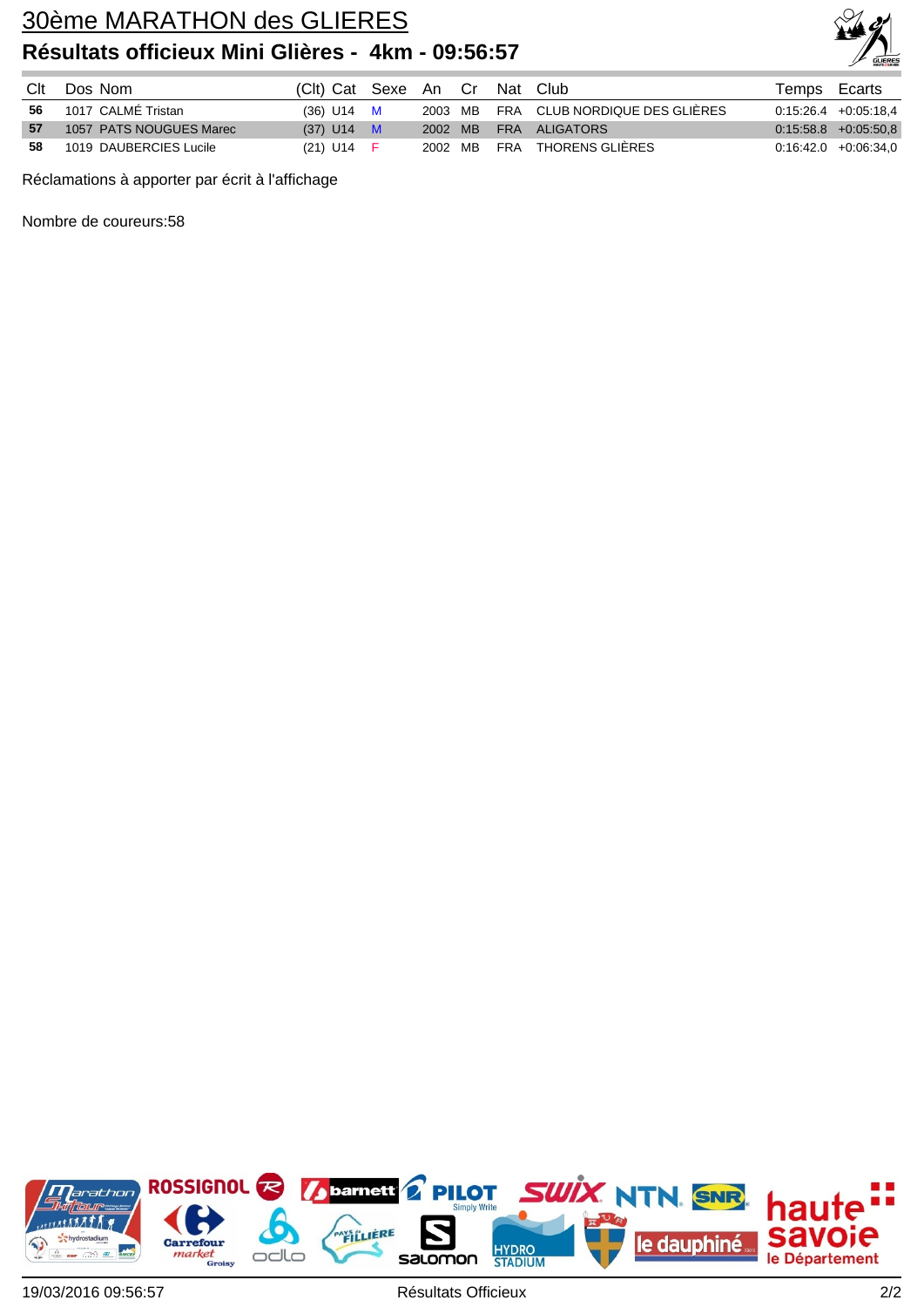# 30ème MARATHON des GLIERES

## Résultats officieux Mini Glières - 4km - 09:56:57

| Clt | Dos | Nom | (Clt) | Cat | Sexe | An | Cr | Nat | Club | Temps | Ecarts |
|---|---|---|---|---|---|---|---|---|---|---|---|
| **56** | 1017 | CALMÉ Tristan | (36) | U14 | M | 2003 | MB | FRA | CLUB NORDIQUE DES GLIÈRES | 0:15:26.4 | +0:05:18,4 |
| **57** | 1057 | PATS NOUGUES Marec | (37) | U14 | M | 2002 | MB | FRA | ALIGATORS | 0:15:58.8 | +0:05:50,8 |
| **58** | 1019 | DAUBERCIES Lucile | (21) | U14 | F | 2002 | MB | FRA | THORENS GLIÈRES | 0:16:42.0 | +0:06:34,0 |

Réclamations à apporter par écrit à l'affichage

Nombre de coureurs:58

19/03/2016 09:56:57 — Résultats Officieux